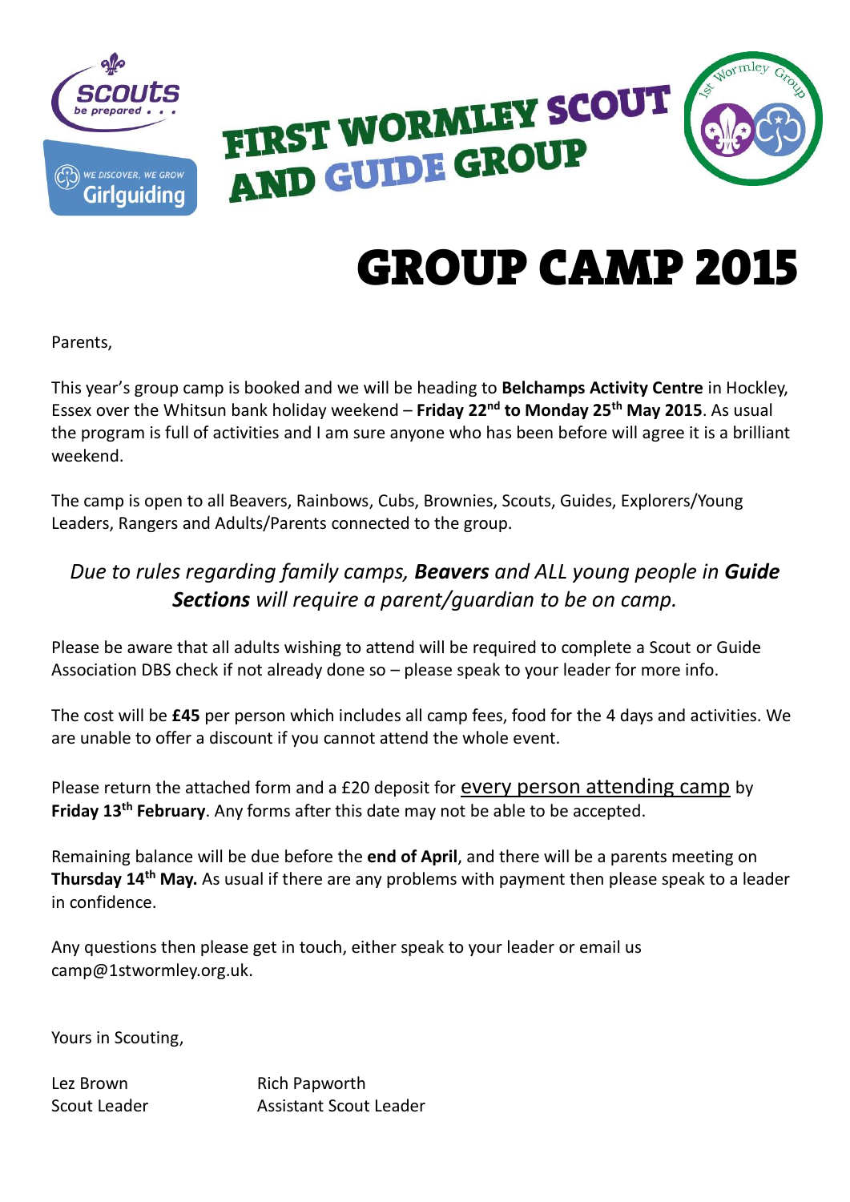# FIRST WORMLEY SCOUT AND GUIDE GROUP

# GROUP CAMP 2015

Parents,

This year's group camp is booked and we will be heading to **Belchamps Activity Centre** in Hockley, Essex over the Whitsun bank holiday weekend – **Friday 22nd to Monday 25th May 2015**. As usual the program is full of activities and I am sure anyone who has been before will agree it is a brilliant weekend.

The camp is open to all Beavers, Rainbows, Cubs, Brownies, Scouts, Guides, Explorers/Young Leaders, Rangers and Adults/Parents connected to the group.

*Due to rules regarding family camps, **Beavers** and ALL young people in **Guide Sections** will require a parent/guardian to be on camp.*

Please be aware that all adults wishing to attend will be required to complete a Scout or Guide Association DBS check if not already done so – please speak to your leader for more info.

The cost will be **£45** per person which includes all camp fees, food for the 4 days and activities. We are unable to offer a discount if you cannot attend the whole event.

Please return the attached form and a £20 deposit for every person attending camp by **Friday 13th February**. Any forms after this date may not be able to be accepted.

Remaining balance will be due before the **end of April**, and there will be a parents meeting on **Thursday 14th May.** As usual if there are any problems with payment then please speak to a leader in confidence.

Any questions then please get in touch, either speak to your leader or email us camp@1stwormley.org.uk.

Yours in Scouting,

Lez Brown
Scout Leader

Rich Papworth
Assistant Scout Leader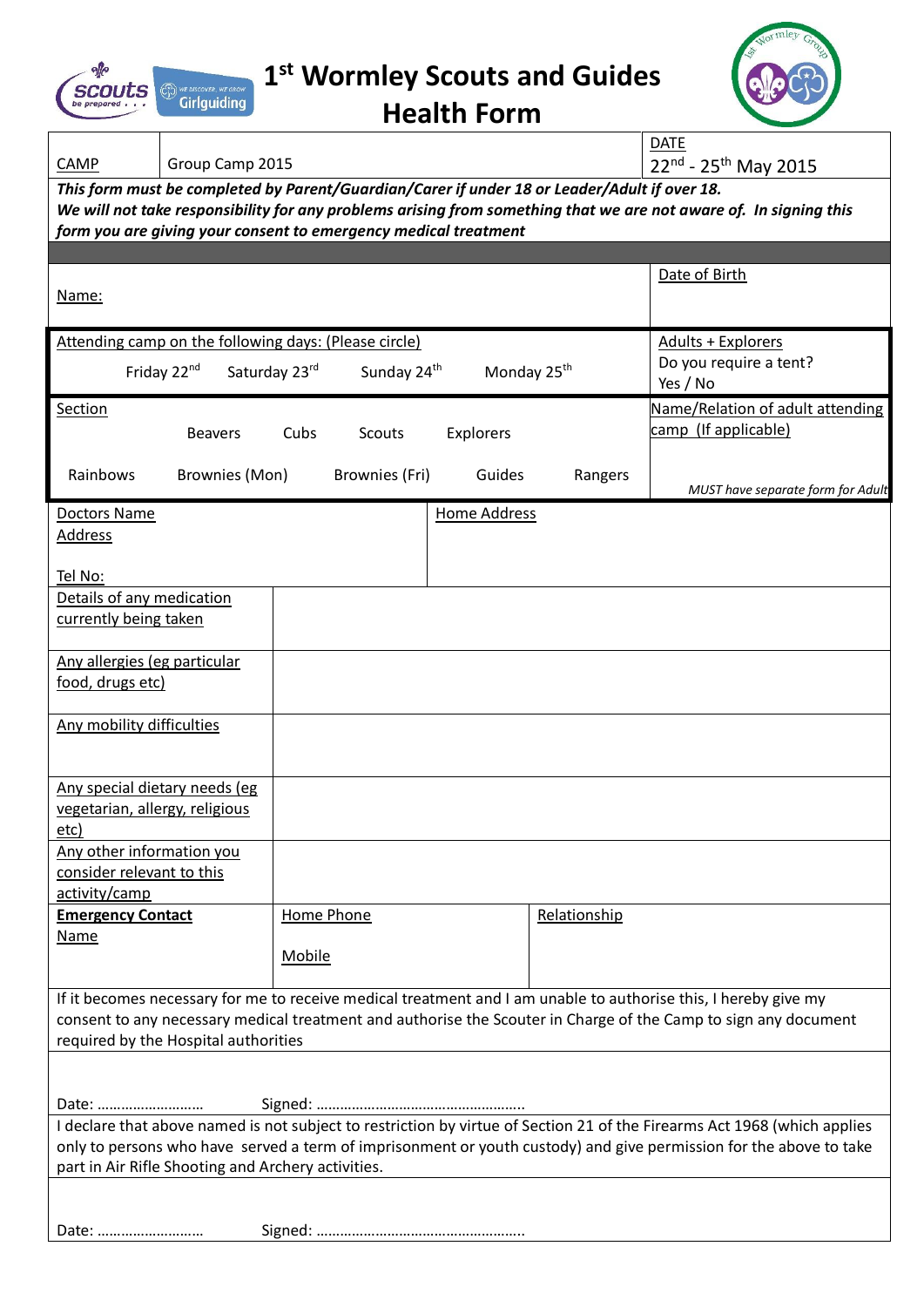# 1st Wormley Scouts and Guides Health Form

| CAMP | Group Camp 2015 | DATE 22nd - 25th May 2015 |
|---|---|---|

***This form must be completed by Parent/Guardian/Carer if under 18 or Leader/Adult if over 18. We will not take responsibility for any problems arising from something that we are not aware of. In signing this form you are giving your consent to emergency medical treatment***

| | |
|---|---|
| Name: | Date of Birth |
| Attending camp on the following days: (Please circle)<br>Friday 22nd Saturday 23rd Sunday 24th Monday 25th | Adults + Explorers<br>Do you require a tent?<br>Yes / No |
| Section<br>Beavers Cubs Scouts Explorers<br>Rainbows Brownies (Mon) Brownies (Fri) Guides Rangers | Name/Relation of adult attending camp (If applicable)<br>*MUST have separate form for Adult* |

| | |
|---|---|
| Doctors Name<br>Address<br><br>Tel No: | Home Address |

| | |
|---|---|
| Details of any medication currently being taken | |
| Any allergies (eg particular food, drugs etc) | |
| Any mobility difficulties | |
| Any special dietary needs (eg vegetarian, allergy, religious etc) | |
| Any other information you consider relevant to this activity/camp | |

| | | |
|---|---|---|
| **Emergency Contact**<br>Name | Home Phone<br><br>Mobile | Relationship |

If it becomes necessary for me to receive medical treatment and I am unable to authorise this, I hereby give my consent to any necessary medical treatment and authorise the Scouter in Charge of the Camp to sign any document required by the Hospital authorities

Date: ……………………… Signed: ……………………………………………..

I declare that above named is not subject to restriction by virtue of Section 21 of the Firearms Act 1968 (which applies only to persons who have served a term of imprisonment or youth custody) and give permission for the above to take part in Air Rifle Shooting and Archery activities.

Date: ……………………… Signed: ……………………………………………..